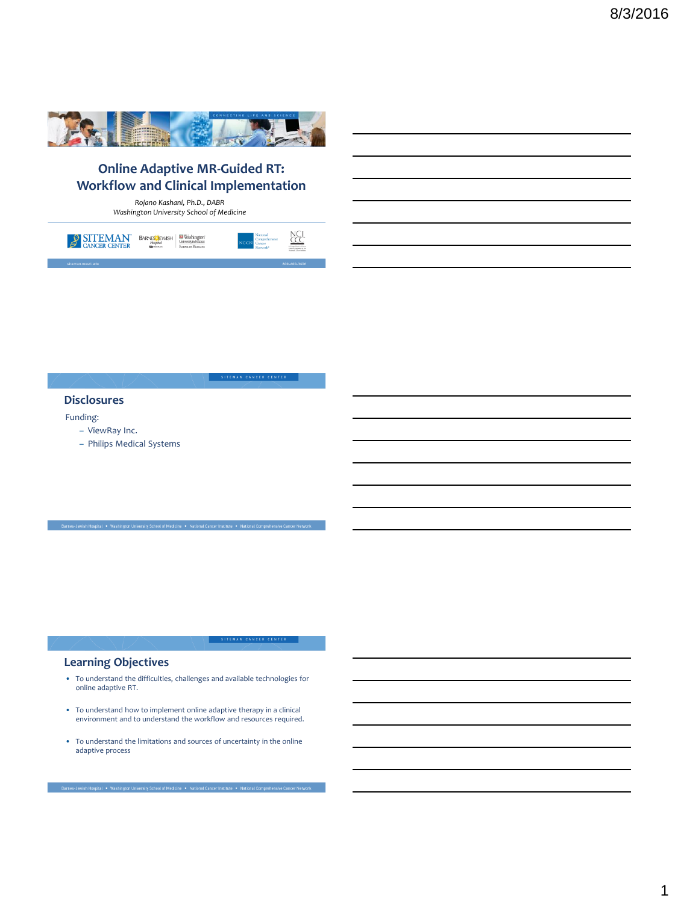# Online Adaptive MR-Guided RT: Workflow and Clinical Implementation

*Rojano Kashani, Ph.D., DABR*
*Washington University School of Medicine*

## Disclosures

Funding:

- ViewRay Inc.
- Philips Medical Systems

## Learning Objectives

- To understand the difficulties, challenges and available technologies for online adaptive RT.
- To understand how to implement online adaptive therapy in a clinical environment and to understand the workflow and resources required.
- To understand the limitations and sources of uncertainty in the online adaptive process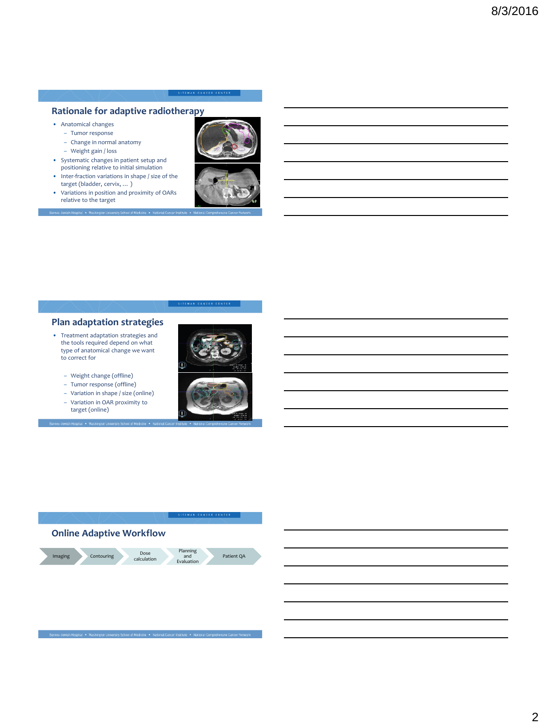## Rationale for adaptive radiotherapy

- Anatomical changes
  - Tumor response
  - Change in normal anatomy
  - Weight gain / loss
- Systematic changes in patient setup and positioning relative to initial simulation
- Inter-fraction variations in shape / size of the target (bladder, cervix, … )
- Variations in position and proximity of OARs relative to the target

## Plan adaptation strategies

- Treatment adaptation strategies and the tools required depend on what type of anatomical change we want to correct for
  - Weight change (offline)
  - Tumor response (offline)
  - Variation in shape / size (online)
  - Variation in OAR proximity to target (online)

## Online Adaptive Workflow

Imaging → Contouring → Dose calculation → Planning and Evaluation → Patient QA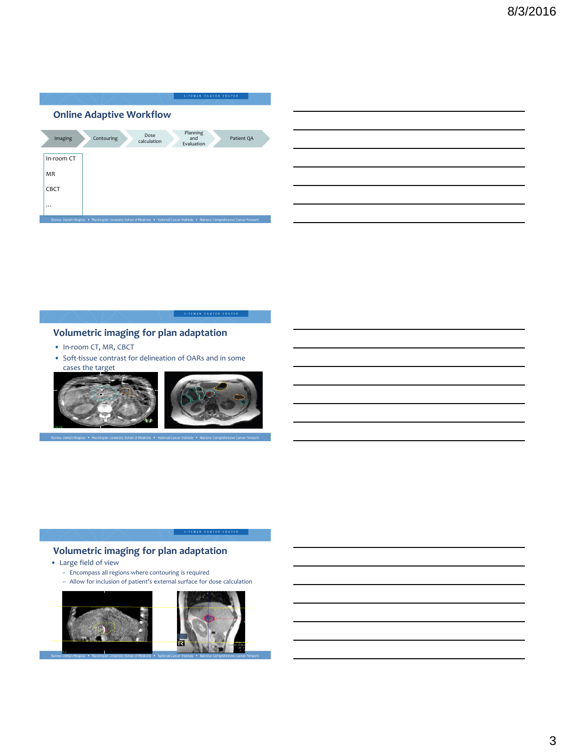## Online Adaptive Workflow

Imaging → Contouring → Dose calculation → Planning and Evaluation → Patient QA

- In-room CT
- MR
- CBCT
- …

## Volumetric imaging for plan adaptation

- In-room CT, MR, CBCT
- Soft-tissue contrast for delineation of OARs and in some cases the target

## Volumetric imaging for plan adaptation

- Large field of view
  - Encompass all regions where contouring is required
  - Allow for inclusion of patient's external surface for dose calculation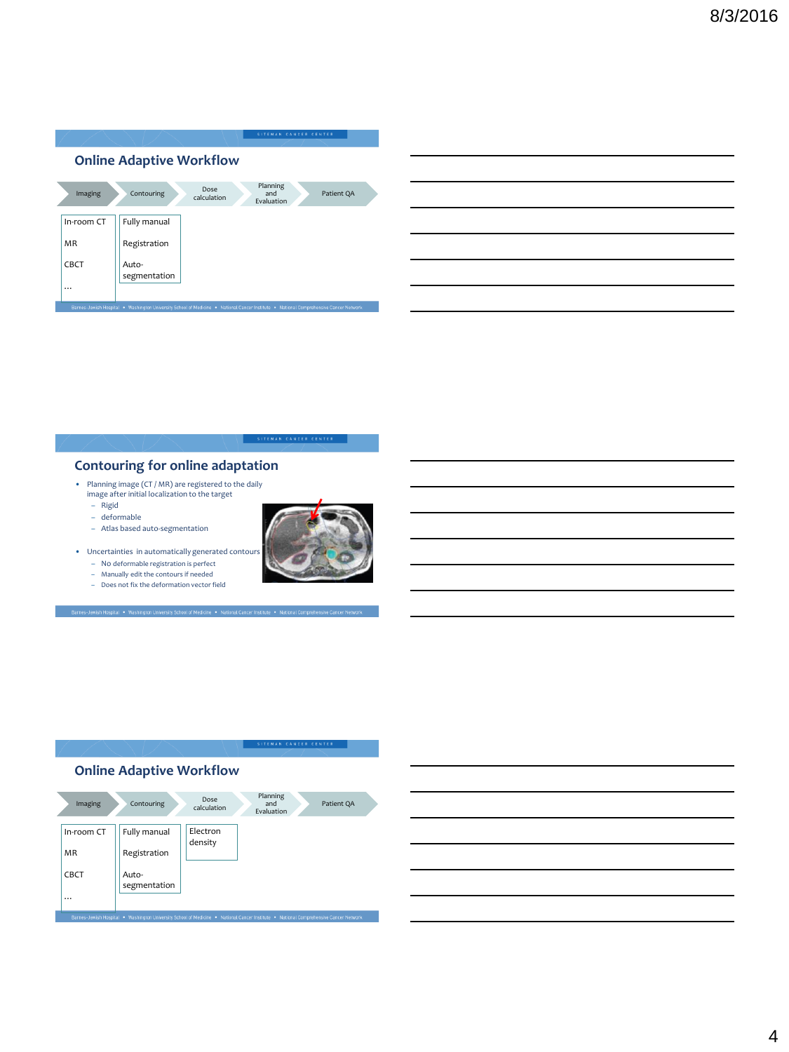## Online Adaptive Workflow

Imaging → Contouring → Dose calculation → Planning and Evaluation → Patient QA

| Imaging | Contouring |
|---|---|
| In-room CT | Fully manual |
| MR | Registration |
| CBCT | Auto-segmentation |
| … | |

## Contouring for online adaptation

- Planning image (CT / MR) are registered to the daily image after initial localization to the target
  - Rigid
  - deformable
  - Atlas based auto-segmentation
- Uncertainties in automatically generated contours
  - No deformable registration is perfect
  - Manually edit the contours if needed
  - Does not fix the deformation vector field

## Online Adaptive Workflow

Imaging → Contouring → Dose calculation → Planning and Evaluation → Patient QA

| Imaging | Contouring | Dose calculation |
|---|---|---|
| In-room CT | Fully manual | Electron density |
| MR | Registration | |
| CBCT | Auto-segmentation | |
| … | | |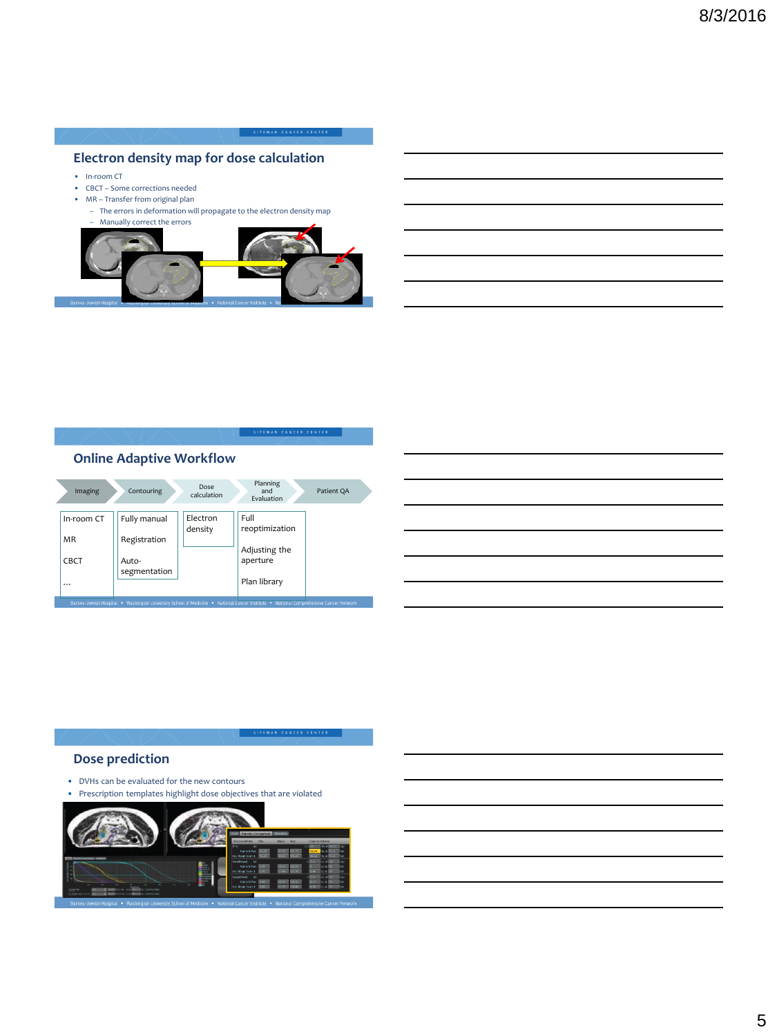## Electron density map for dose calculation

- In-room CT
- CBCT – Some corrections needed
- MR – Transfer from original plan
  - The errors in deformation will propagate to the electron density map
  - Manually correct the errors

## Online Adaptive Workflow

| Imaging | Contouring | Dose calculation | Planning and Evaluation | Patient QA |
|---|---|---|---|---|
| In-room CT<br>MR<br>CBCT<br>… | Fully manual<br>Registration<br>Auto-segmentation | Electron density | Full reoptimization<br>Adjusting the aperture<br>Plan library | |

## Dose prediction

- DVHs can be evaluated for the new contours
- Prescription templates highlight dose objectives that are violated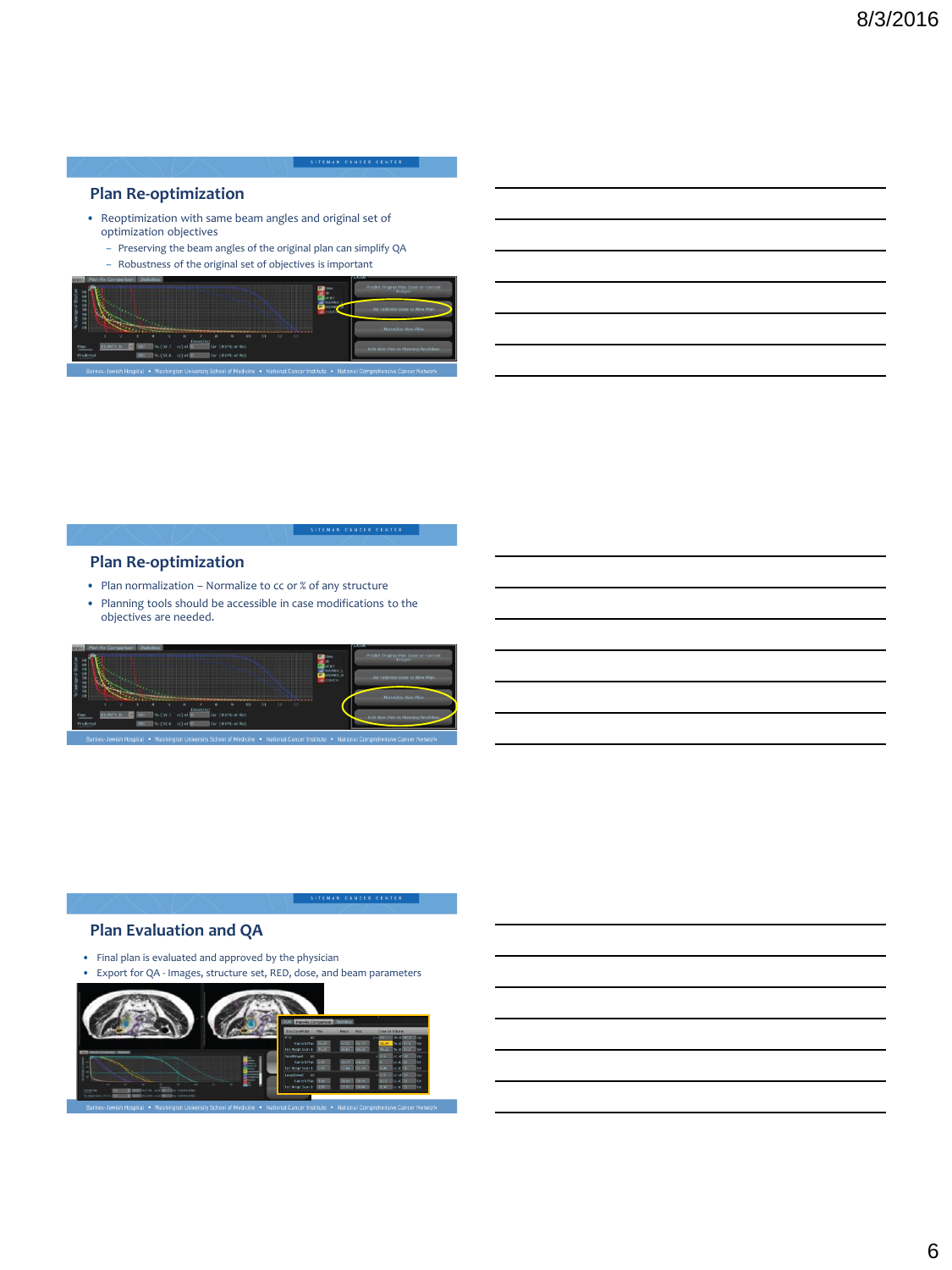## Plan Re-optimization

- Reoptimization with same beam angles and original set of optimization objectives
  - Preserving the beam angles of the original plan can simplify QA
  - Robustness of the original set of objectives is important

## Plan Re-optimization

- Plan normalization – Normalize to cc or % of any structure
- Planning tools should be accessible in case modifications to the objectives are needed.

## Plan Evaluation and QA

- Final plan is evaluated and approved by the physician
- Export for QA - Images, structure set, RED, dose, and beam parameters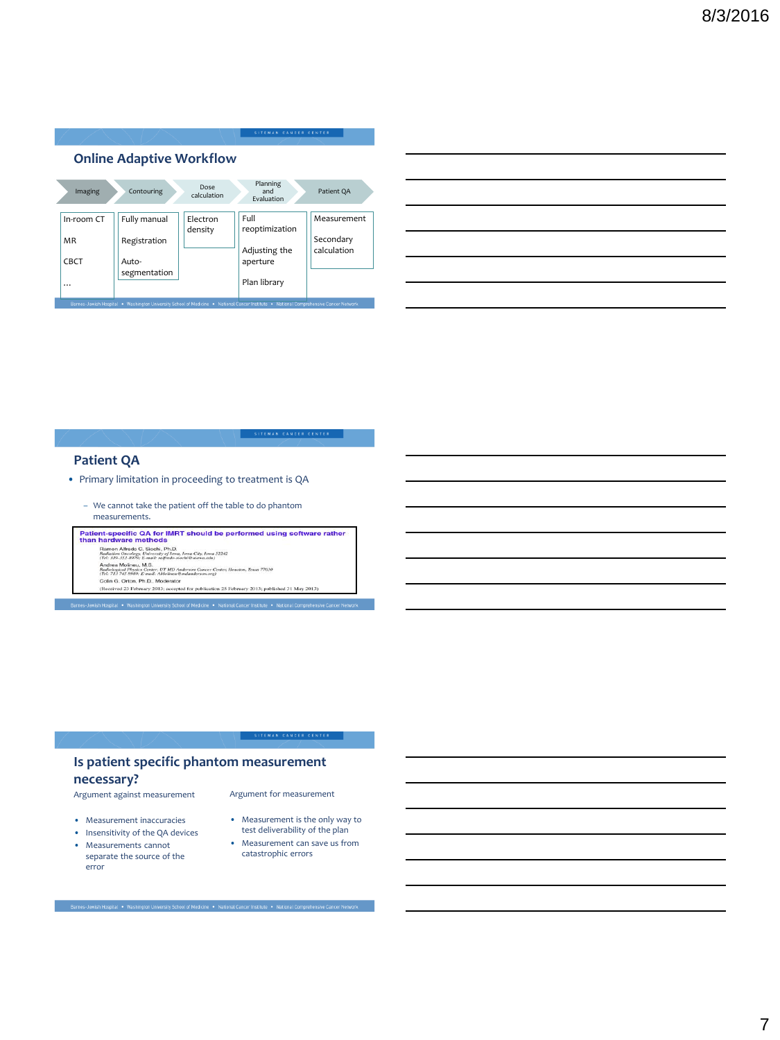## Online Adaptive Workflow

| Imaging | Contouring | Dose calculation | Planning and Evaluation | Patient QA |
|---|---|---|---|---|
| In-room CT | Fully manual | Electron density | Full reoptimization | Measurement |
| MR | Registration | | Adjusting the aperture | Secondary calculation |
| CBCT | Auto-segmentation | | Plan library | |
| … | | | | |

## Patient QA

- Primary limitation in proceeding to treatment is QA
  - We cannot take the patient off the table to do phantom measurements.

**Patient-specific QA for IMRT should be performed using software rather than hardware methods**

Ramon Alfredo C. Siochi, Ph.D.
*Radiation Oncology, University of Iowa, Iowa City, Iowa 52242*
*(Tel: 319-353-8970; E-mail: rsiochi.siochi@uiowa.edu)*

Andrea Molineu, M.S.
*Radiological Physics Center, UT MD Anderson Cancer Center, Houston, Texas 77030*
*(Tel: 713-745-8989; E-mail: AMolineu@mdanderson.org)*

Colin G. Orton, Ph.D., Moderator

(Received 23 February 2013; accepted for publication 25 February 2013; published 31 May 2013)

## Is patient specific phantom measurement necessary?

Argument against measurement

- Measurement inaccuracies
- Insensitivity of the QA devices
- Measurements cannot separate the source of the error

Argument for measurement

- Measurement is the only way to test deliverability of the plan
- Measurement can save us from catastrophic errors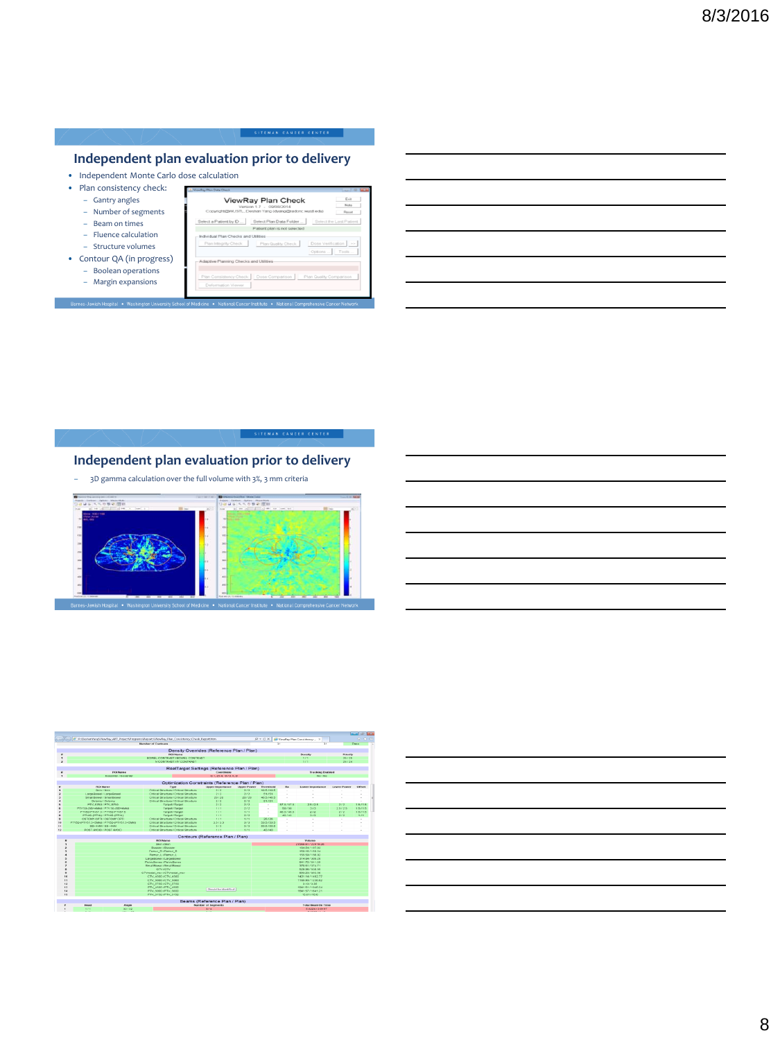## Independent plan evaluation prior to delivery

- Independent Monte Carlo dose calculation
- Plan consistency check:
  - Gantry angles
  - Number of segments
  - Beam on times
  - Fluence calculation
  - Structure volumes
- Contour QA (in progress)
  - Boolean operations
  - Margin expansions

## Independent plan evaluation prior to delivery

- 3D gamma calculation over the full volume with 3%, 3 mm criteria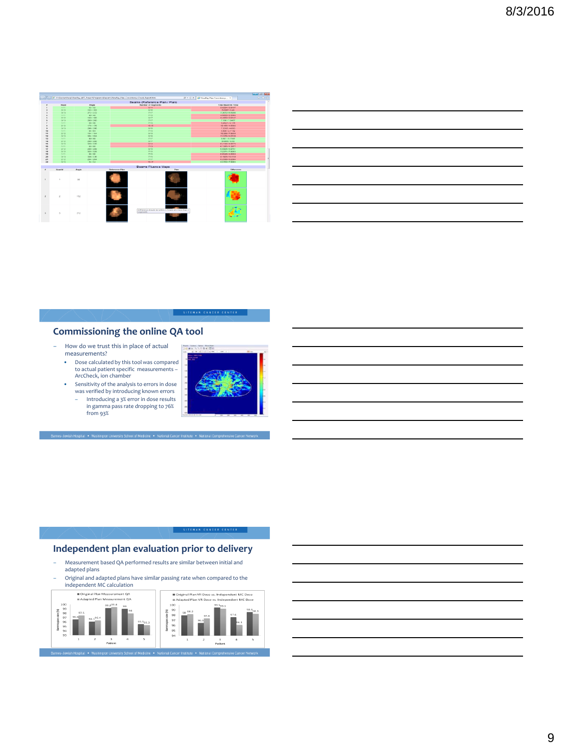## Commissioning the online QA tool

- How do we trust this in place of actual measurements?
  - Dose calculated by this tool was compared to actual patient specific measurements – ArcCheck, ion chamber
  - Sensitivity of the analysis to errors in dose was verified by introducing known errors
    - Introducing a 3% error in dose results in gamma pass rate dropping to 76% from 93%

## Independent plan evaluation prior to delivery

- Measurement based QA performed results are similar between initial and adapted plans
- Original and adapted plans have similar passing rate when compared to the independent MC calculation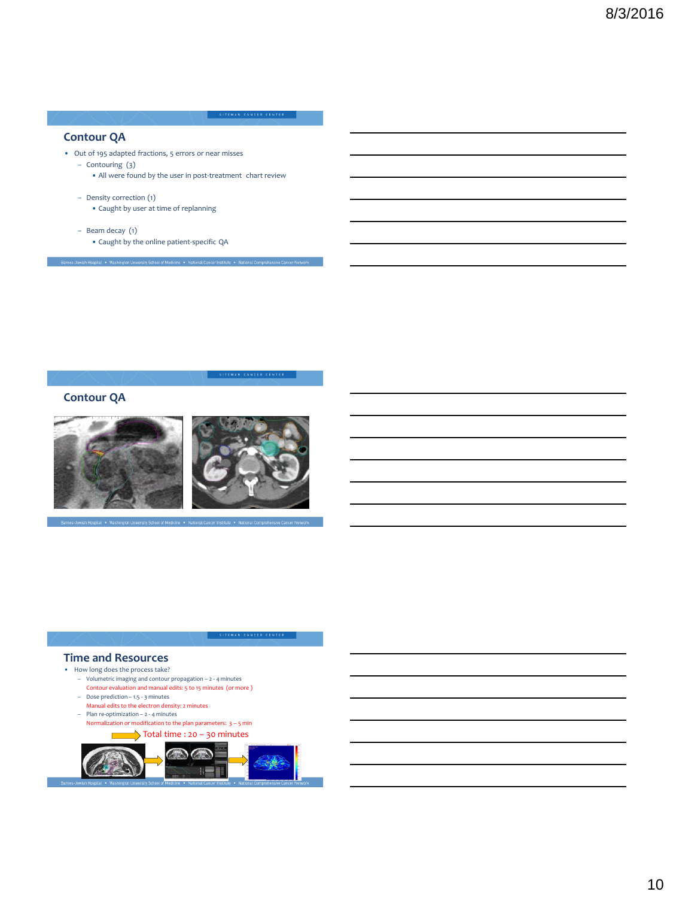## Contour QA

- Out of 195 adapted fractions, 5 errors or near misses
  - Contouring (3)
    - All were found by the user in post-treatment chart review
  - Density correction (1)
    - Caught by user at time of replanning
  - Beam decay (1)
    - Caught by the online patient-specific QA

## Contour QA

## Time and Resources

- How long does the process take?
  - Volumetric imaging and contour propagation – 2 - 4 minutes
    Contour evaluation and manual edits: 5 to 15 minutes (or more )
  - Dose prediction – 1.5 - 3 minutes
    Manual edits to the electron density: 2 minutes
  - Plan re-optimization – 2 - 4 minutes
    Normalization or modification to the plan parameters: 3 – 5 min

Total time : 20 – 30 minutes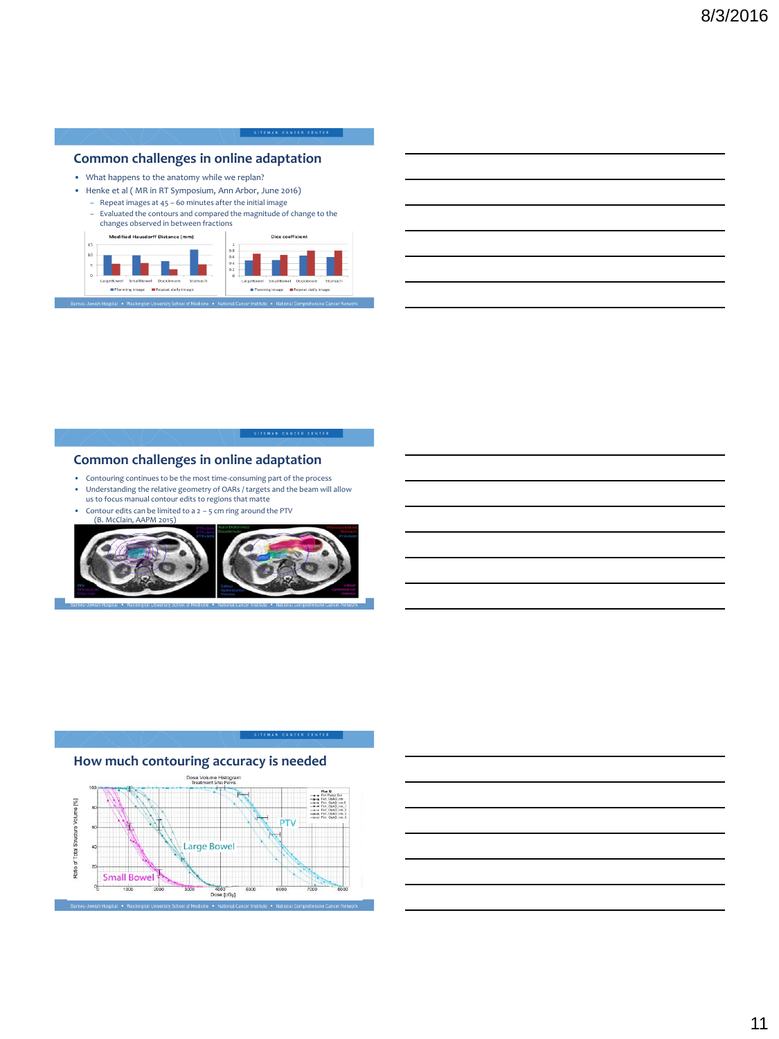## Common challenges in online adaptation

- What happens to the anatomy while we replan?
- Henke et al ( MR in RT Symposium, Ann Arbor, June 2016)
  - Repeat images at 45 – 60 minutes after the initial image
  - Evaluated the contours and compared the magnitude of change to the changes observed in between fractions

## Common challenges in online adaptation

- Contouring continues to be the most time-consuming part of the process
- Understanding the relative geometry of OARs / targets and the beam will allow us to focus manual contour edits to regions that matte
- Contour edits can be limited to a 2 – 5 cm ring around the PTV (B. McClain, AAPM 2015)

## How much contouring accuracy is needed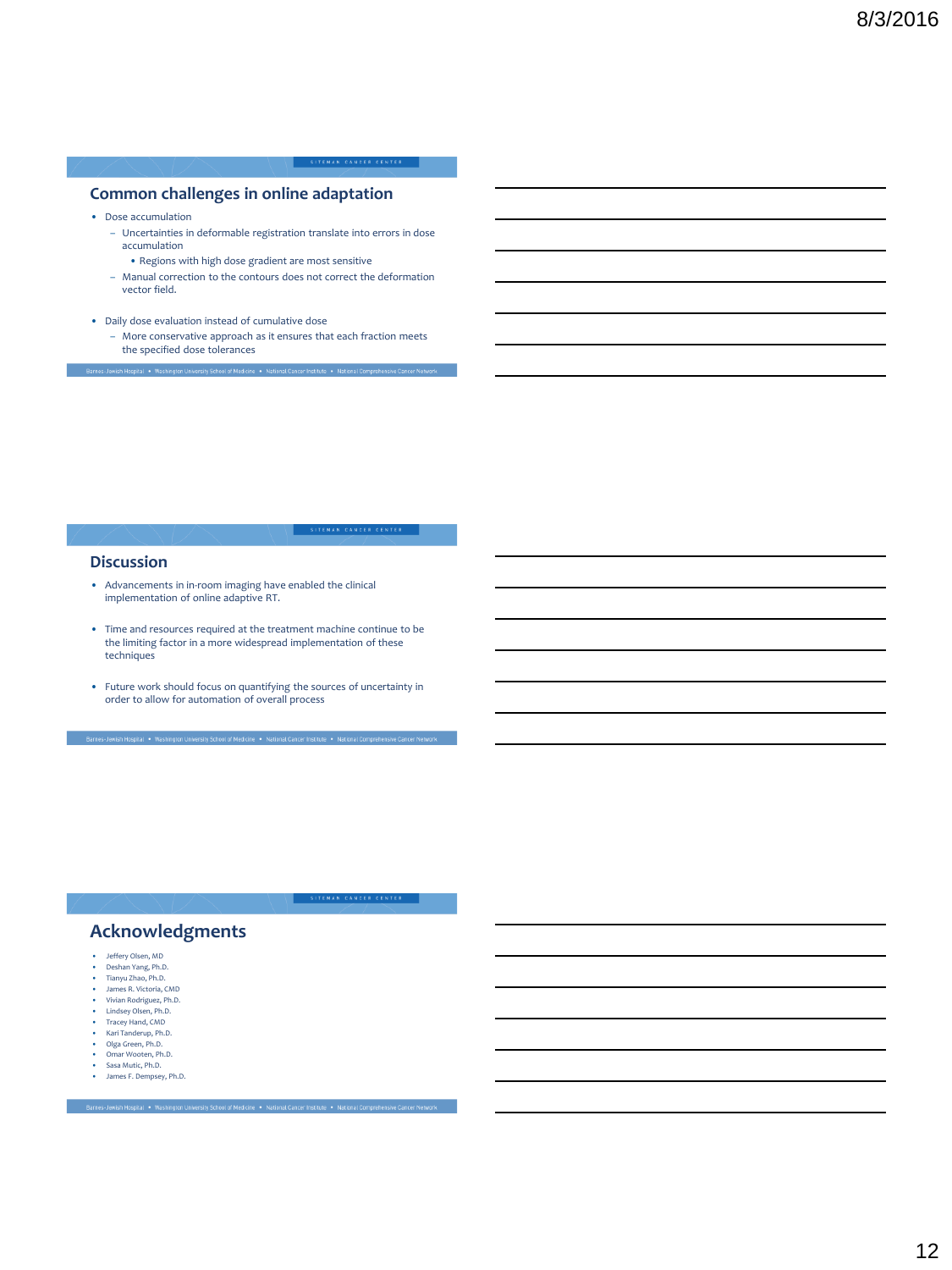## Common challenges in online adaptation

- Dose accumulation
  - Uncertainties in deformable registration translate into errors in dose accumulation
    - Regions with high dose gradient are most sensitive
  - Manual correction to the contours does not correct the deformation vector field.
- Daily dose evaluation instead of cumulative dose
  - More conservative approach as it ensures that each fraction meets the specified dose tolerances

## Discussion

- Advancements in in-room imaging have enabled the clinical implementation of online adaptive RT.
- Time and resources required at the treatment machine continue to be the limiting factor in a more widespread implementation of these techniques
- Future work should focus on quantifying the sources of uncertainty in order to allow for automation of overall process

## Acknowledgments

- Jeffery Olsen, MD
- Deshan Yang, Ph.D.
- Tianyu Zhao, Ph.D.
- James R. Victoria, CMD
- Vivian Rodriguez, Ph.D.
- Lindsey Olsen, Ph.D.
- Tracey Hand, CMD
- Kari Tanderup, Ph.D.
- Olga Green, Ph.D.
- Omar Wooten, Ph.D.
- Sasa Mutic, Ph.D.
- James F. Dempsey, Ph.D.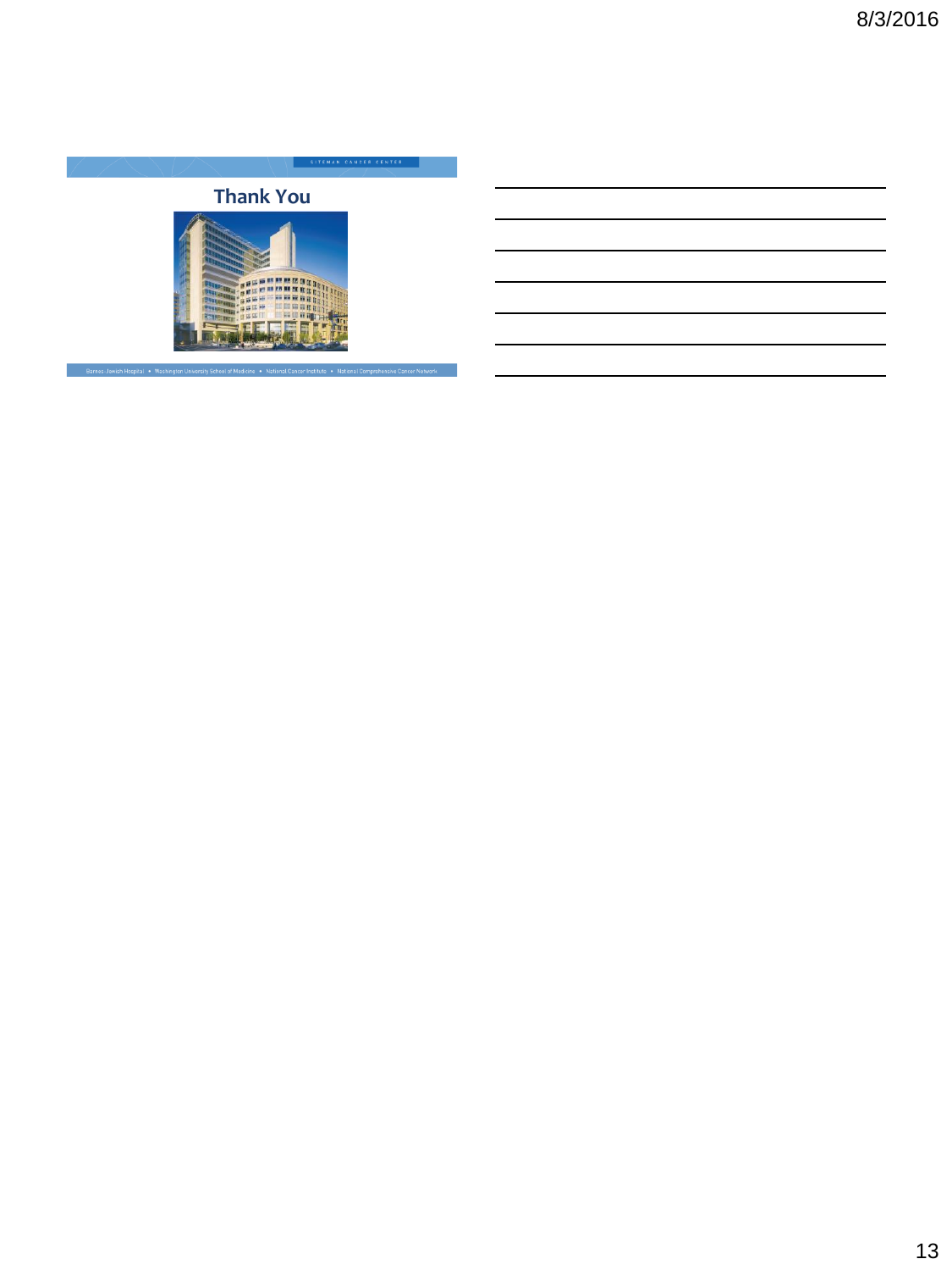SITEMAN CANCER CENTER

## Thank You

Barnes-Jewish Hospital • Washington University School of Medicine • National Cancer Institute • National Comprehensive Cancer Network